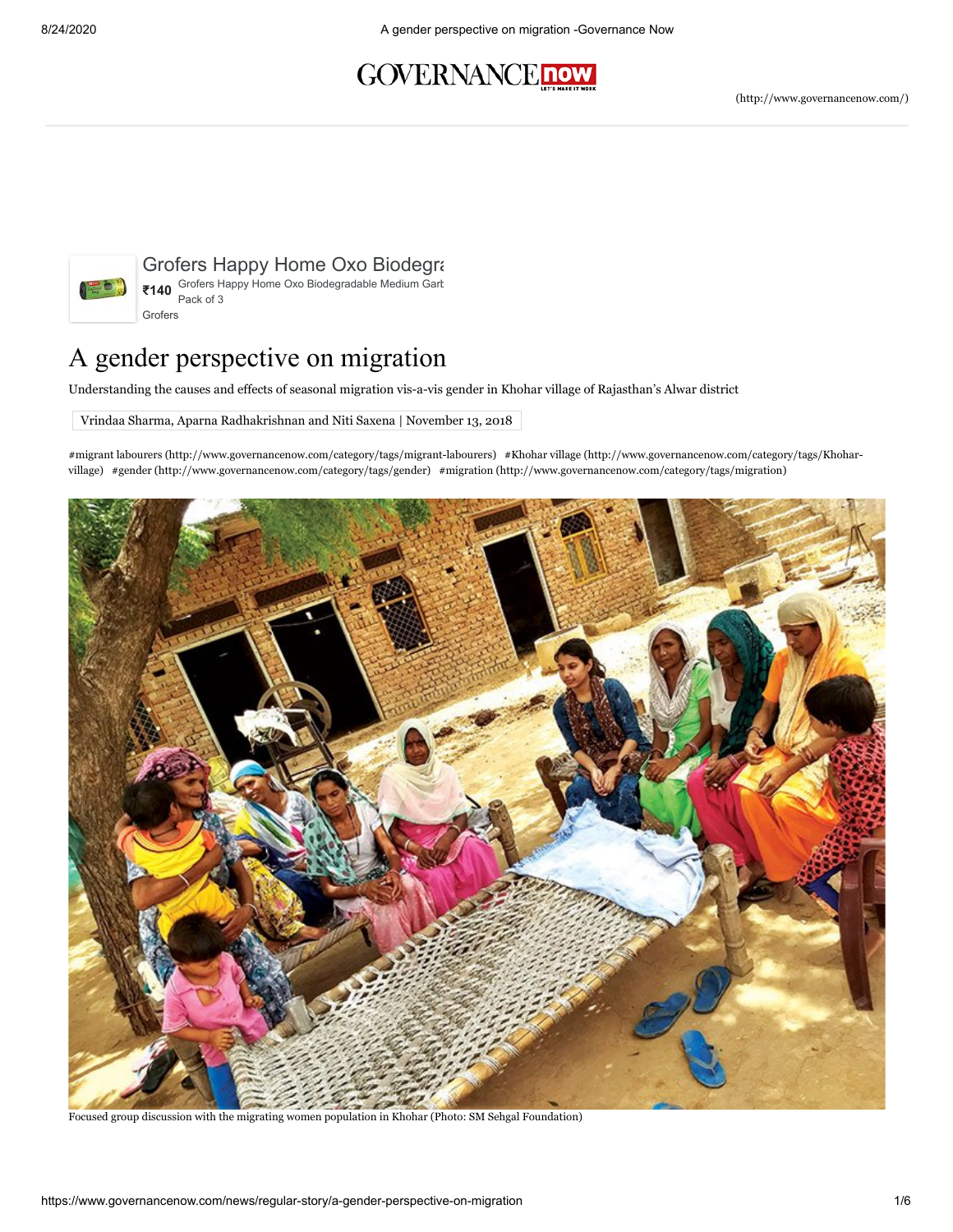# A gender perspective on migration

Understanding the causes and effects of seasonal migration vis-a-vis gender in Khohar village of Rajasthan's Alwar district

Vrindaa Sharma, Aparna Radhakrishnan and Niti Saxena | November 13, 2018

#migrant labourers (http://www.governancenow.com/category/tags/migrant-labourers) #Khohar village (http://www.governancenow.com/category/tags/Khohar-village) #gender (http://www.governancenow.com/category/tags/gender) #migration (http://www.governancenow.com/category/tags/migration)

Focused group discussion with the migrating women population in Khohar (Photo: SM Sehgal Foundation)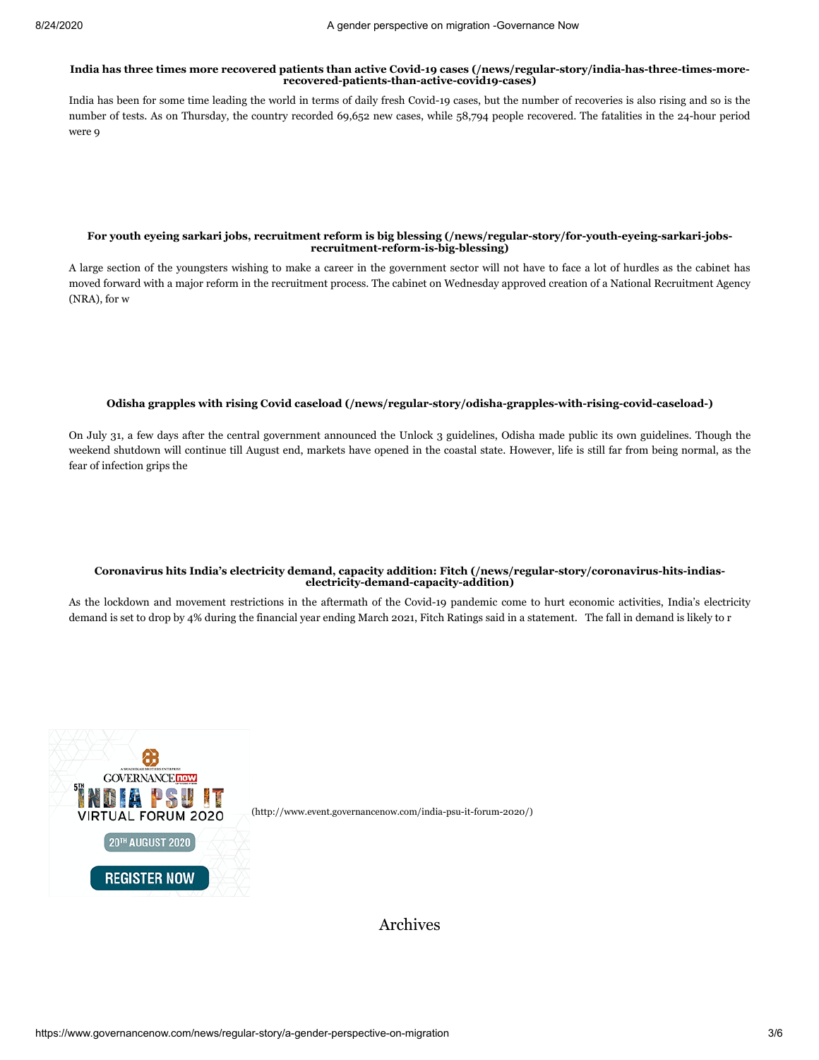**India has three times more recovered patients than active Covid-19 cases (/news/regular-story/india-has-three-times-more-recovered-patients-than-active-covid19-cases)**

India has been for some time leading the world in terms of daily fresh Covid-19 cases, but the number of recoveries is also rising and so is the number of tests. As on Thursday, the country recorded 69,652 new cases, while 58,794 people recovered. The fatalities in the 24-hour period were 9

**For youth eyeing sarkari jobs, recruitment reform is big blessing (/news/regular-story/for-youth-eyeing-sarkari-jobs-recruitment-reform-is-big-blessing)**

A large section of the youngsters wishing to make a career in the government sector will not have to face a lot of hurdles as the cabinet has moved forward with a major reform in the recruitment process. The cabinet on Wednesday approved creation of a National Recruitment Agency (NRA), for w

**Odisha grapples with rising Covid caseload (/news/regular-story/odisha-grapples-with-rising-covid-caseload-)**

On July 31, a few days after the central government announced the Unlock 3 guidelines, Odisha made public its own guidelines. Though the weekend shutdown will continue till August end, markets have opened in the coastal state. However, life is still far from being normal, as the fear of infection grips the

**Coronavirus hits India's electricity demand, capacity addition: Fitch (/news/regular-story/coronavirus-hits-indias-electricity-demand-capacity-addition)**

As the lockdown and movement restrictions in the aftermath of the Covid-19 pandemic come to hurt economic activities, India's electricity demand is set to drop by 4% during the financial year ending March 2021, Fitch Ratings said in a statement. The fall in demand is likely to r

GOVERNANCE now
5TH INDIA PSU IT VIRTUAL FORUM 2020
20TH AUGUST 2020
REGISTER NOW

(http://www.event.governancenow.com/india-psu-it-forum-2020/)

## Archives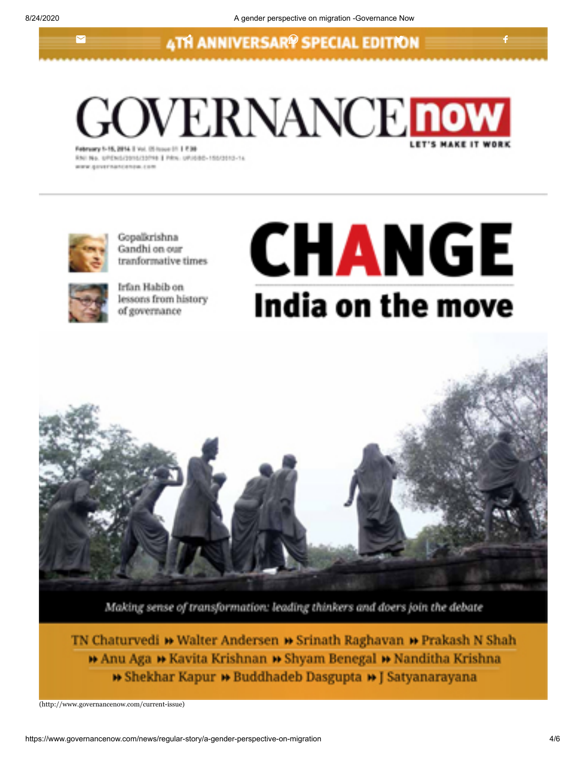4TH ANNIVERSARY SPECIAL EDITION

# GOVERNANCE now

LET'S MAKE IT WORK

Gopalkrishna Gandhi on our tranformative times

Irfan Habib on lessons from history of governance

# CHANGE

## India on the move

*Making sense of transformation: leading thinkers and doers join the debate*

TN Chaturvedi » Walter Andersen » Srinath Raghavan » Prakash N Shah » Anu Aga » Kavita Krishnan » Shyam Benegal » Nanditha Krishna » Shekhar Kapur » Buddhadeb Dasgupta » J Satyanarayana

(http://www.governancenow.com/current-issue)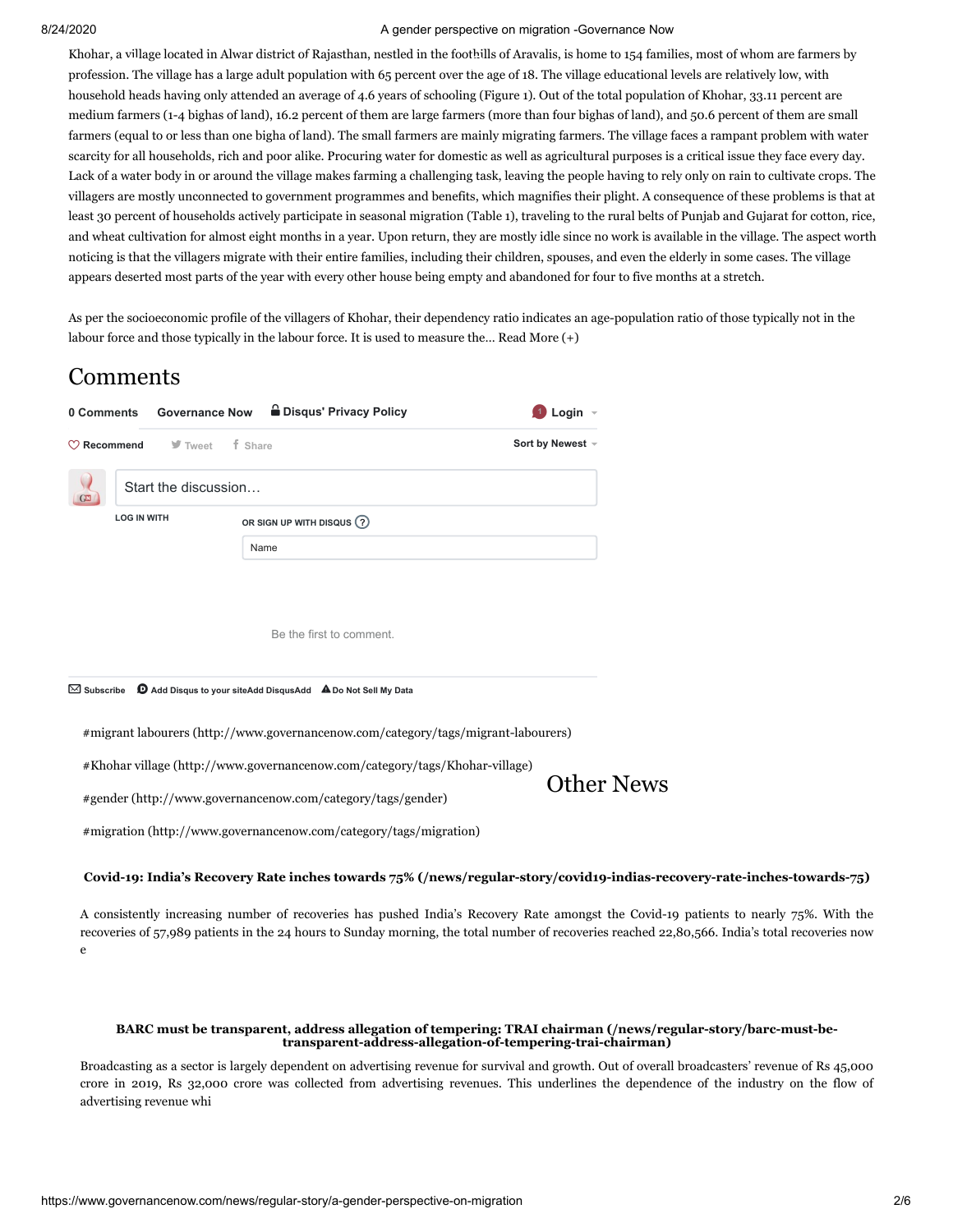Khohar, a village located in Alwar district of Rajasthan, nestled in the foothills of Aravalis, is home to 154 families, most of whom are farmers by profession. The village has a large adult population with 65 percent over the age of 18. The village educational levels are relatively low, with household heads having only attended an average of 4.6 years of schooling (Figure 1). Out of the total population of Khohar, 33.11 percent are medium farmers (1-4 bighas of land), 16.2 percent of them are large farmers (more than four bighas of land), and 50.6 percent of them are small farmers (equal to or less than one bigha of land). The small farmers are mainly migrating farmers. The village faces a rampant problem with water scarcity for all households, rich and poor alike. Procuring water for domestic as well as agricultural purposes is a critical issue they face every day. Lack of a water body in or around the village makes farming a challenging task, leaving the people having to rely only on rain to cultivate crops. The villagers are mostly unconnected to government programmes and benefits, which magnifies their plight. A consequence of these problems is that at least 30 percent of households actively participate in seasonal migration (Table 1), traveling to the rural belts of Punjab and Gujarat for cotton, rice, and wheat cultivation for almost eight months in a year. Upon return, they are mostly idle since no work is available in the village. The aspect worth noticing is that the villagers migrate with their entire families, including their children, spouses, and even the elderly in some cases. The village appears deserted most parts of the year with every other house being empty and abandoned for four to five months at a stretch.

As per the socioeconomic profile of the villagers of Khohar, their dependency ratio indicates an age-population ratio of those typically not in the labour force and those typically in the labour force. It is used to measure the... Read More (+)

# Comments

0 Comments | Governance Now | Disqus' Privacy Policy | Login

Recommend | Tweet | Share | Sort by Newest

Start the discussion…

LOG IN WITH

OR SIGN UP WITH DISQUS ?

Name

Be the first to comment.

Subscribe | Add Disqus to your siteAdd DisqusAdd | Do Not Sell My Data

#migrant labourers (http://www.governancenow.com/category/tags/migrant-labourers)

#Khohar village (http://www.governancenow.com/category/tags/Khohar-village)

#gender (http://www.governancenow.com/category/tags/gender)

#migration (http://www.governancenow.com/category/tags/migration)

## Other News

**Covid-19: India's Recovery Rate inches towards 75% (/news/regular-story/covid19-indias-recovery-rate-inches-towards-75)**

A consistently increasing number of recoveries has pushed India's Recovery Rate amongst the Covid-19 patients to nearly 75%. With the recoveries of 57,989 patients in the 24 hours to Sunday morning, the total number of recoveries reached 22,80,566. India's total recoveries now e

**BARC must be transparent, address allegation of tempering: TRAI chairman (/news/regular-story/barc-must-be-transparent-address-allegation-of-tempering-trai-chairman)**

Broadcasting as a sector is largely dependent on advertising revenue for survival and growth. Out of overall broadcasters' revenue of Rs 45,000 crore in 2019, Rs 32,000 crore was collected from advertising revenues. This underlines the dependence of the industry on the flow of advertising revenue whi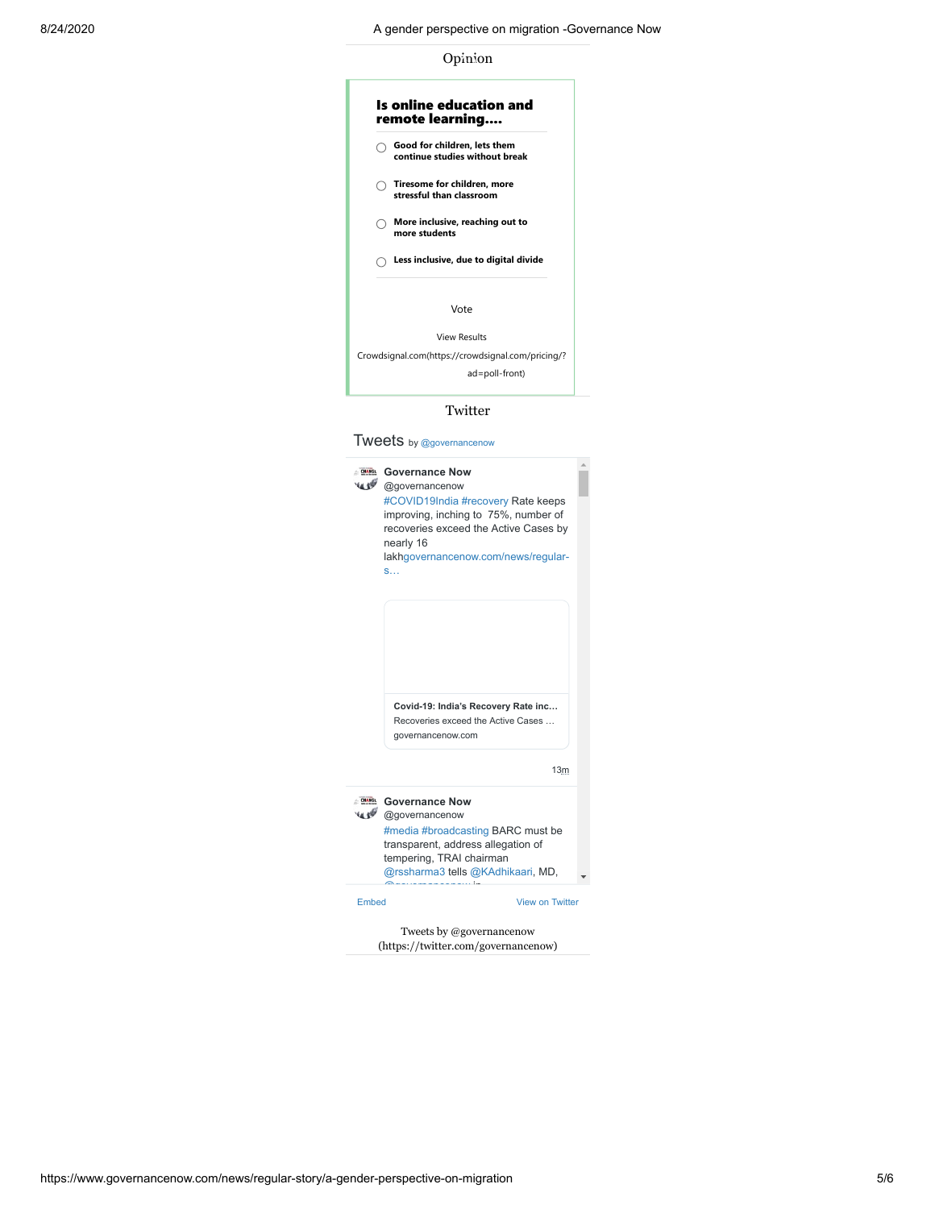## Opinion

**Is online education and remote learning....**

- Good for children, lets them continue studies without break
- Tiresome for children, more stressful than classroom
- More inclusive, reaching out to more students
- Less inclusive, due to digital divide

Vote

View Results

Crowdsignal.com(https://crowdsignal.com/pricing/?ad=poll-front)

## Twitter

Tweets by @governancenow

**Governance Now** @governancenow
#COVID19India #recovery Rate keeps improving, inching to 75%, number of recoveries exceed the Active Cases by nearly 16 lakhgovernancenow.com/news/regular-s…

**Covid-19: India's Recovery Rate inc…**
Recoveries exceed the Active Cases …
governancenow.com

13m

**Governance Now** @governancenow
#media #broadcasting BARC must be transparent, address allegation of tempering, TRAI chairman @rssharma3 tells @KAdhikaari, MD,

Embed View on Twitter

Tweets by @governancenow (https://twitter.com/governancenow)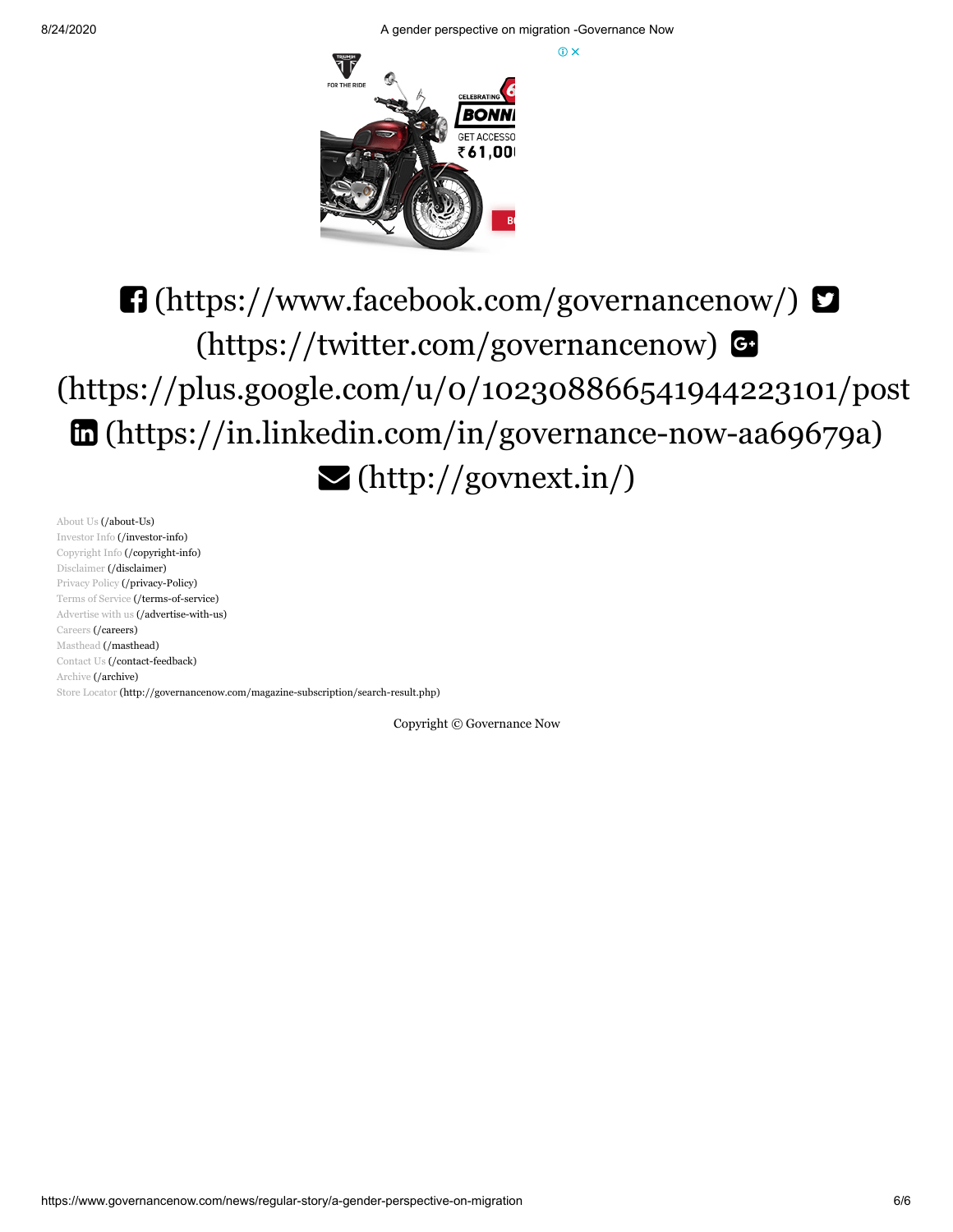(https://www.facebook.com/governancenow/) (https://twitter.com/governancenow) (https://plus.google.com/u/0/102308866541944223101/post (https://in.linkedin.com/in/governance-now-aa69679a) (http://govnext.in/)

About Us (/about-Us)
Investor Info (/investor-info)
Copyright Info (/copyright-info)
Disclaimer (/disclaimer)
Privacy Policy (/privacy-Policy)
Terms of Service (/terms-of-service)
Advertise with us (/advertise-with-us)
Careers (/careers)
Masthead (/masthead)
Contact Us (/contact-feedback)
Archive (/archive)
Store Locator (http://governancenow.com/magazine-subscription/search-result.php)

Copyright © Governance Now